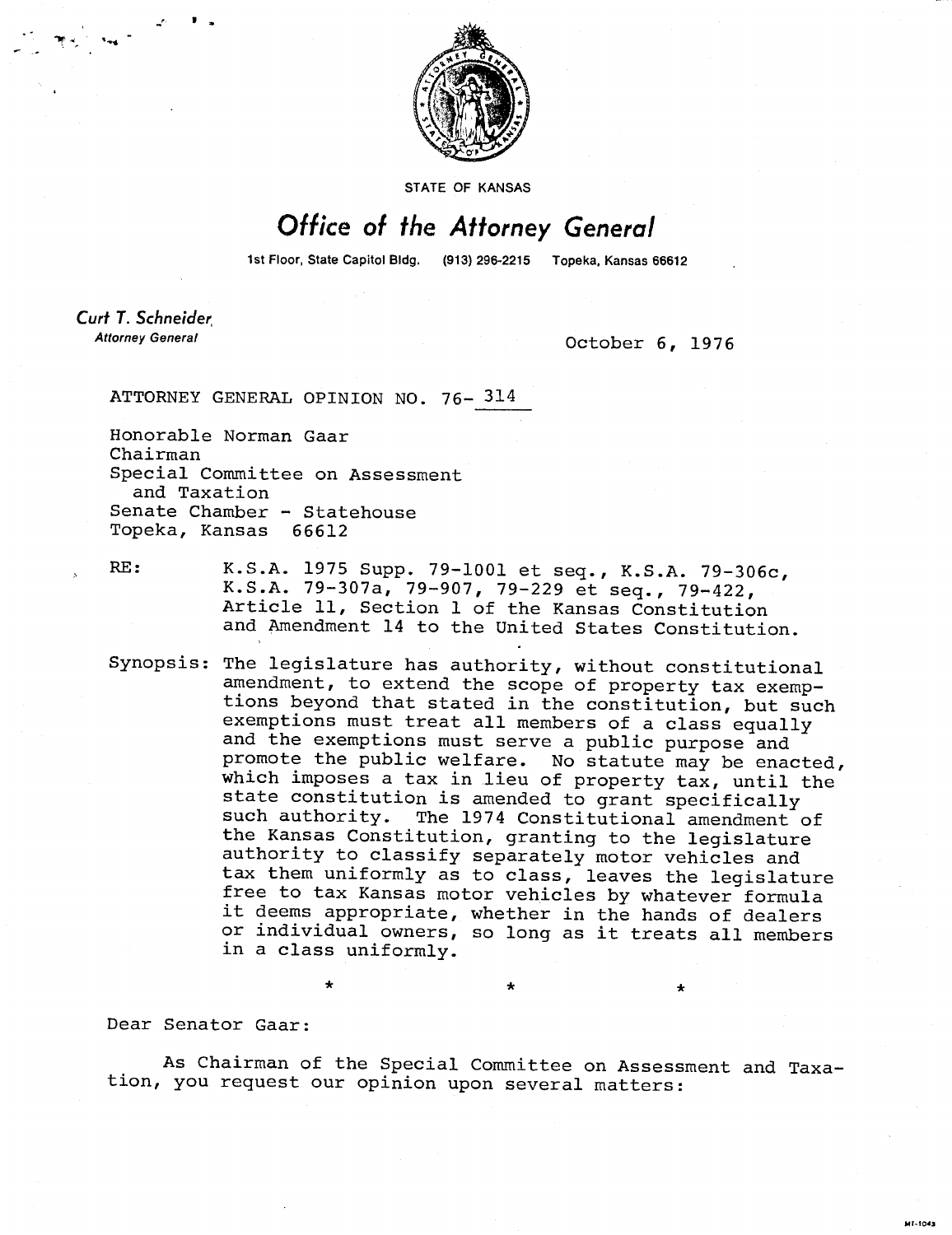STATE OF KANSAS

# Office of the Attorney General

1st Floor, State Capitol Bldg. (913) 296-2215 Topeka, Kansas 66612

*Curt T. Schneider*
*Attorney General*

October 6, 1976

ATTORNEY GENERAL OPINION NO. 76-314

Honorable Norman Gaar
Chairman
Special Committee on Assessment and Taxation
Senate Chamber - Statehouse
Topeka, Kansas 66612

RE: K.S.A. 1975 Supp. 79-1001 et seq., K.S.A. 79-306c, K.S.A. 79-307a, 79-907, 79-229 et seq., 79-422, Article 11, Section 1 of the Kansas Constitution and Amendment 14 to the United States Constitution.

Synopsis: The legislature has authority, without constitutional amendment, to extend the scope of property tax exemptions beyond that stated in the constitution, but such exemptions must treat all members of a class equally and the exemptions must serve a public purpose and promote the public welfare. No statute may be enacted, which imposes a tax in lieu of property tax, until the state constitution is amended to grant specifically such authority. The 1974 Constitutional amendment of the Kansas Constitution, granting to the legislature authority to classify separately motor vehicles and tax them uniformly as to class, leaves the legislature free to tax Kansas motor vehicles by whatever formula it deems appropriate, whether in the hands of dealers or individual owners, so long as it treats all members in a class uniformly.

\* \* \*

Dear Senator Gaar:

As Chairman of the Special Committee on Assessment and Taxation, you request our opinion upon several matters: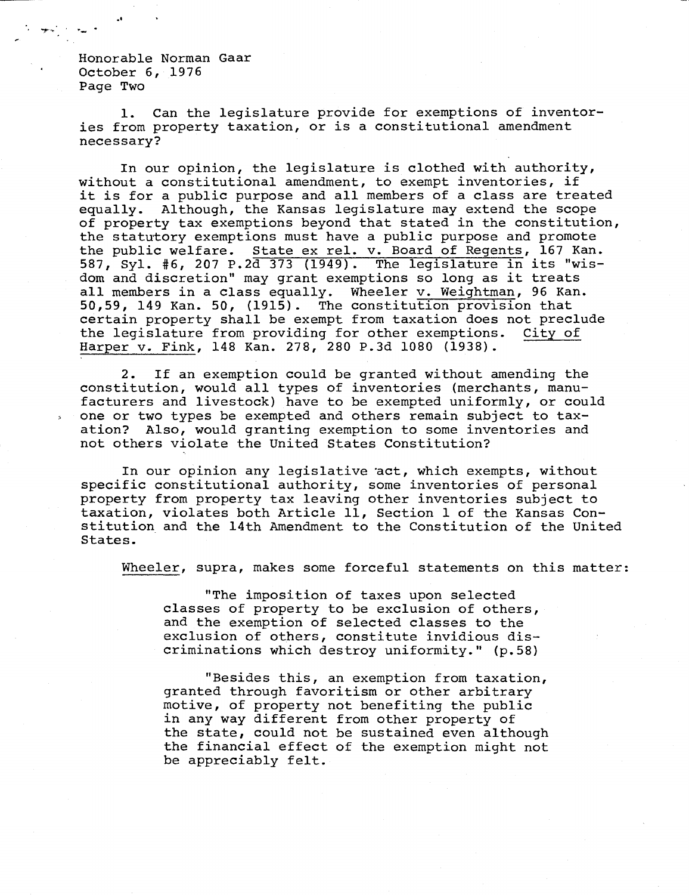Honorable Norman Gaar
October 6, 1976
Page Two

1. Can the legislature provide for exemptions of inventories from property taxation, or is a constitutional amendment necessary?

In our opinion, the legislature is clothed with authority, without a constitutional amendment, to exempt inventories, if it is for a public purpose and all members of a class are treated equally. Although, the Kansas legislature may extend the scope of property tax exemptions beyond that stated in the constitution, the statutory exemptions must have a public purpose and promote the public welfare. State ex rel. v. Board of Regents, 167 Kan. 587, Syl. #6, 207 P.2d 373 (1949). The legislature in its "wisdom and discretion" may grant exemptions so long as it treats all members in a class equally. Wheeler v. Weightman, 96 Kan. 50,59, 149 Kan. 50, (1915). The constitution provision that certain property shall be exempt from taxation does not preclude the legislature from providing for other exemptions. City of Harper v. Fink, 148 Kan. 278, 280 P.3d 1080 (1938).

2. If an exemption could be granted without amending the constitution, would all types of inventories (merchants, manufacturers and livestock) have to be exempted uniformly, or could one or two types be exempted and others remain subject to taxation? Also, would granting exemption to some inventories and not others violate the United States Constitution?

In our opinion any legislative act, which exempts, without specific constitutional authority, some inventories of personal property from property tax leaving other inventories subject to taxation, violates both Article 11, Section 1 of the Kansas Constitution and the 14th Amendment to the Constitution of the United States.

Wheeler, supra, makes some forceful statements on this matter:

> "The imposition of taxes upon selected classes of property to be exclusion of others, and the exemption of selected classes to the exclusion of others, constitute invidious discriminations which destroy uniformity." (p.58)
>
> "Besides this, an exemption from taxation, granted through favoritism or other arbitrary motive, of property not benefiting the public in any way different from other property of the state, could not be sustained even although the financial effect of the exemption might not be appreciably felt.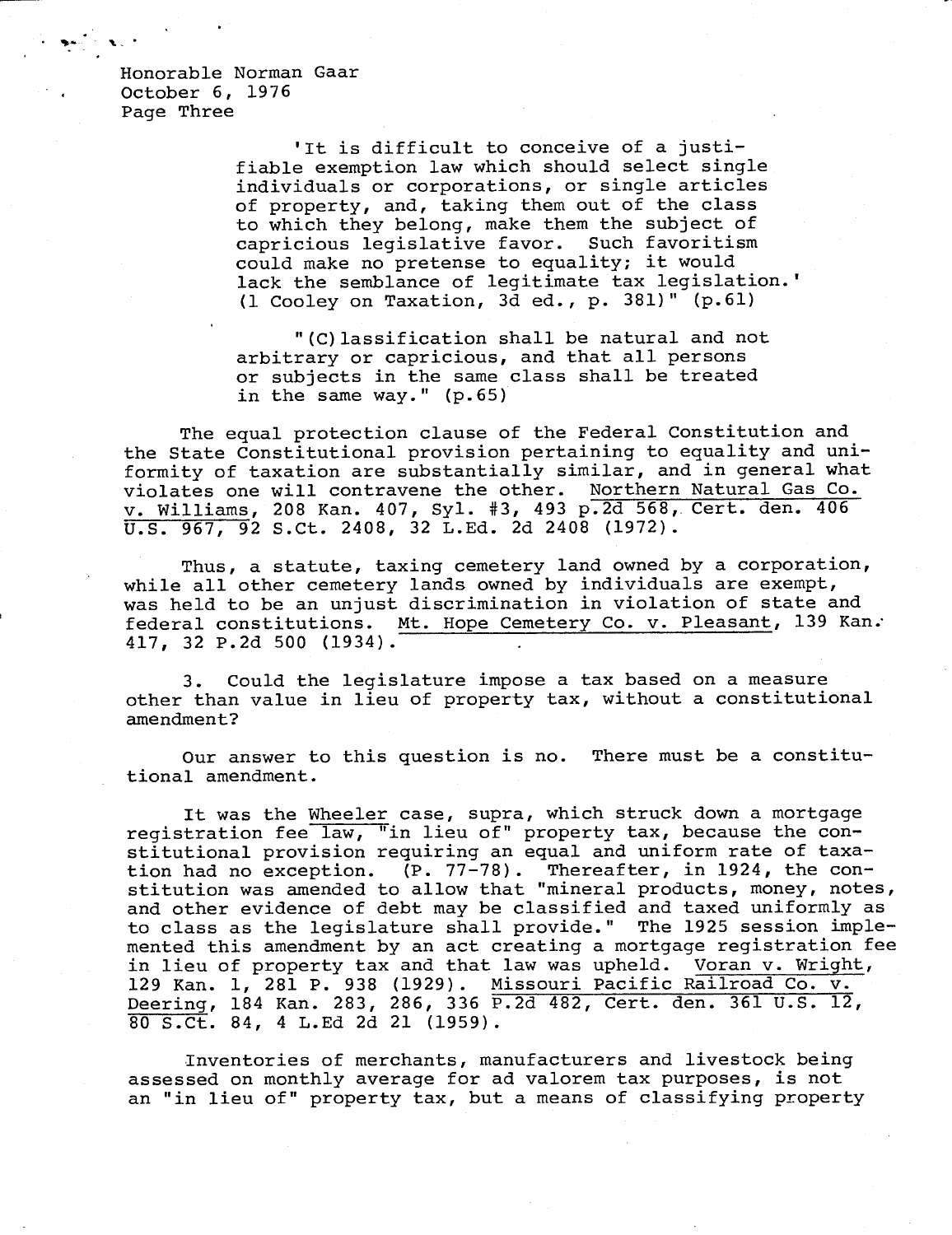Honorable Norman Gaar
October 6, 1976
Page Three

> 'It is difficult to conceive of a justifiable exemption law which should select single individuals or corporations, or single articles of property, and, taking them out of the class to which they belong, make them the subject of capricious legislative favor. Such favoritism could make no pretense to equality; it would lack the semblance of legitimate tax legislation.' (1 Cooley on Taxation, 3d ed., p. 381)" (p.61)
>
> "(C)lassification shall be natural and not arbitrary or capricious, and that all persons or subjects in the same class shall be treated in the same way." (p.65)

The equal protection clause of the Federal Constitution and the State Constitutional provision pertaining to equality and uniformity of taxation are substantially similar, and in general what violates one will contravene the other. Northern Natural Gas Co. v. Williams, 208 Kan. 407, Syl. #3, 493 P.2d 568, Cert. den. 406 U.S. 967, 92 S.Ct. 2408, 32 L.Ed. 2d 2408 (1972).

Thus, a statute, taxing cemetery land owned by a corporation, while all other cemetery lands owned by individuals are exempt, was held to be an unjust discrimination in violation of state and federal constitutions. Mt. Hope Cemetery Co. v. Pleasant, 139 Kan. 417, 32 P.2d 500 (1934).

3. Could the legislature impose a tax based on a measure other than value in lieu of property tax, without a constitutional amendment?

Our answer to this question is no. There must be a constitutional amendment.

It was the Wheeler case, supra, which struck down a mortgage registration fee law, "in lieu of" property tax, because the constitutional provision requiring an equal and uniform rate of taxation had no exception. (P. 77-78). Thereafter, in 1924, the constitution was amended to allow that "mineral products, money, notes, and other evidence of debt may be classified and taxed uniformly as to class as the legislature shall provide." The 1925 session implemented this amendment by an act creating a mortgage registration fee in lieu of property tax and that law was upheld. Voran v. Wright, 129 Kan. 1, 281 P. 938 (1929). Missouri Pacific Railroad Co. v. Deering, 184 Kan. 283, 286, 336 P.2d 482, Cert. den. 361 U.S. 12, 80 S.Ct. 84, 4 L.Ed 2d 21 (1959).

Inventories of merchants, manufacturers and livestock being assessed on monthly average for ad valorem tax purposes, is not an "in lieu of" property tax, but a means of classifying property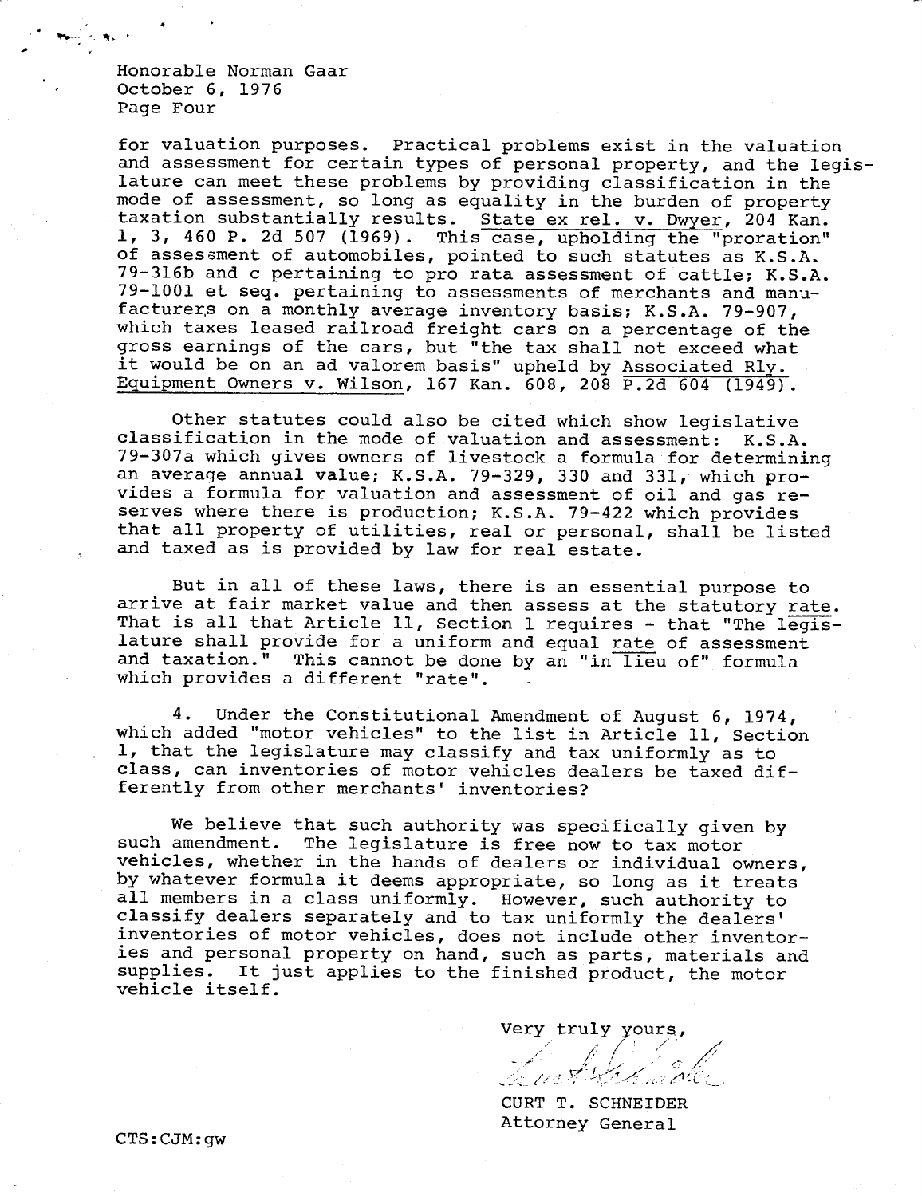Honorable Norman Gaar
October 6, 1976
Page Four

for valuation purposes. Practical problems exist in the valuation and assessment for certain types of personal property, and the legislature can meet these problems by providing classification in the mode of assessment, so long as equality in the burden of property taxation substantially results. State ex rel. v. Dwyer, 204 Kan. 1, 3, 460 P. 2d 507 (1969). This case, upholding the "proration" of assessment of automobiles, pointed to such statutes as K.S.A. 79-316b and c pertaining to pro rata assessment of cattle; K.S.A. 79-1001 et seq. pertaining to assessments of merchants and manufacturers on a monthly average inventory basis; K.S.A. 79-907, which taxes leased railroad freight cars on a percentage of the gross earnings of the cars, but "the tax shall not exceed what it would be on an ad valorem basis" upheld by Associated Rly. Equipment Owners v. Wilson, 167 Kan. 608, 208 P.2d 604 (1949).

Other statutes could also be cited which show legislative classification in the mode of valuation and assessment: K.S.A. 79-307a which gives owners of livestock a formula for determining an average annual value; K.S.A. 79-329, 330 and 331, which provides a formula for valuation and assessment of oil and gas reserves where there is production; K.S.A. 79-422 which provides that all property of utilities, real or personal, shall be listed and taxed as is provided by law for real estate.

But in all of these laws, there is an essential purpose to arrive at fair market value and then assess at the statutory rate. That is all that Article 11, Section 1 requires - that "The legislature shall provide for a uniform and equal rate of assessment and taxation." This cannot be done by an "in lieu of" formula which provides a different "rate".

4. Under the Constitutional Amendment of August 6, 1974, which added "motor vehicles" to the list in Article 11, Section 1, that the legislature may classify and tax uniformly as to class, can inventories of motor vehicles dealers be taxed differently from other merchants' inventories?

We believe that such authority was specifically given by such amendment. The legislature is free now to tax motor vehicles, whether in the hands of dealers or individual owners, by whatever formula it deems appropriate, so long as it treats all members in a class uniformly. However, such authority to classify dealers separately and to tax uniformly the dealers' inventories of motor vehicles, does not include other inventories and personal property on hand, such as parts, materials and supplies. It just applies to the finished product, the motor vehicle itself.

Very truly yours,

CURT T. SCHNEIDER
Attorney General

CTS:CJM:gw